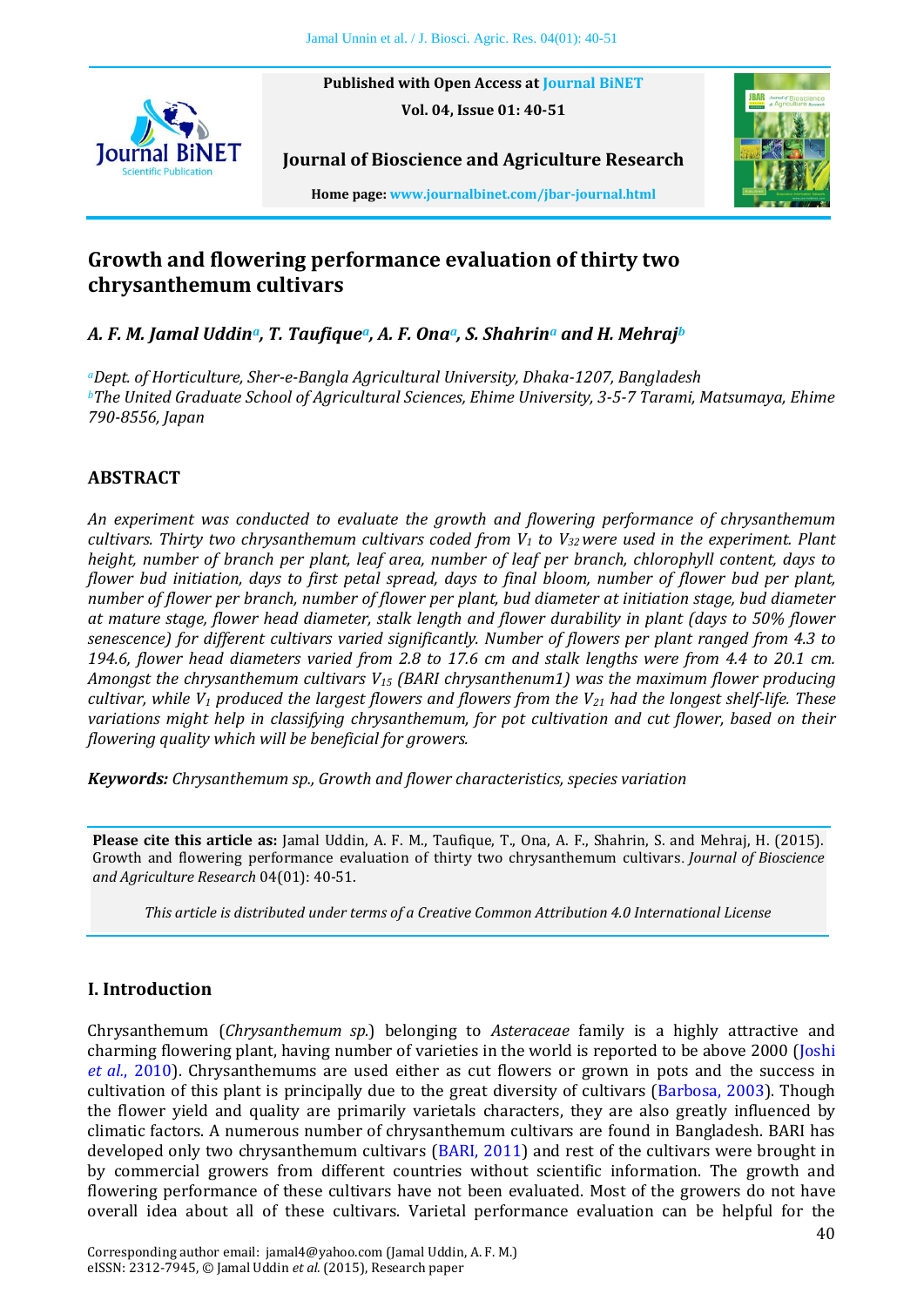Published with Open Access at Journal BiNET

Vol. 04, Issue 01: 40-51

**Journal of Bioscience and Agriculture Research**

Home page: www.journalbinet.com/jbar-journal.html

# Growth and flowering performance evaluation of thirty two chrysanthemum cultivars

***A. F. M. Jamal Uddin[a], T. Taufique[a], A. F. Ona[a], S. Shahrin[a] and H. Mehraj[b]***

*[a]Dept. of Horticulture, Sher-e-Bangla Agricultural University, Dhaka-1207, Bangladesh*
*[b]The United Graduate School of Agricultural Sciences, Ehime University, 3-5-7 Tarami, Matsumaya, Ehime 790-8556, Japan*

## ABSTRACT

*An experiment was conducted to evaluate the growth and flowering performance of chrysanthemum cultivars. Thirty two chrysanthemum cultivars coded from $V_1$ to $V_{32}$ were used in the experiment. Plant height, number of branch per plant, leaf area, number of leaf per branch, chlorophyll content, days to flower bud initiation, days to first petal spread, days to final bloom, number of flower bud per plant, number of flower per branch, number of flower per plant, bud diameter at initiation stage, bud diameter at mature stage, flower head diameter, stalk length and flower durability in plant (days to 50% flower senescence) for different cultivars varied significantly. Number of flowers per plant ranged from 4.3 to 194.6, flower head diameters varied from 2.8 to 17.6 cm and stalk lengths were from 4.4 to 20.1 cm. Amongst the chrysanthemum cultivars $V_{15}$ (BARI chrysanthenum1) was the maximum flower producing cultivar, while $V_1$ produced the largest flowers and flowers from the $V_{21}$ had the longest shelf-life. These variations might help in classifying chrysanthemum, for pot cultivation and cut flower, based on their flowering quality which will be beneficial for growers.*

***Keywords:*** *Chrysanthemum sp., Growth and flower characteristics, species variation*

**Please cite this article as:** Jamal Uddin, A. F. M., Taufique, T., Ona, A. F., Shahrin, S. and Mehraj, H. (2015). Growth and flowering performance evaluation of thirty two chrysanthemum cultivars. *Journal of Bioscience and Agriculture Research* 04(01): 40-51.

*This article is distributed under terms of a Creative Common Attribution 4.0 International License*

## I. Introduction

Chrysanthemum (*Chrysanthemum sp.*) belonging to *Asteraceae* family is a highly attractive and charming flowering plant, having number of varieties in the world is reported to be above 2000 (Joshi *et al.*, 2010). Chrysanthemums are used either as cut flowers or grown in pots and the success in cultivation of this plant is principally due to the great diversity of cultivars (Barbosa, 2003). Though the flower yield and quality are primarily varietals characters, they are also greatly influenced by climatic factors. A numerous number of chrysanthemum cultivars are found in Bangladesh. BARI has developed only two chrysanthemum cultivars (BARI, 2011) and rest of the cultivars were brought in by commercial growers from different countries without scientific information. The growth and flowering performance of these cultivars have not been evaluated. Most of the growers do not have overall idea about all of these cultivars. Varietal performance evaluation can be helpful for the

Corresponding author email: jamal4@yahoo.com (Jamal Uddin, A. F. M.)
eISSN: 2312-7945, © Jamal Uddin *et al.* (2015), Research paper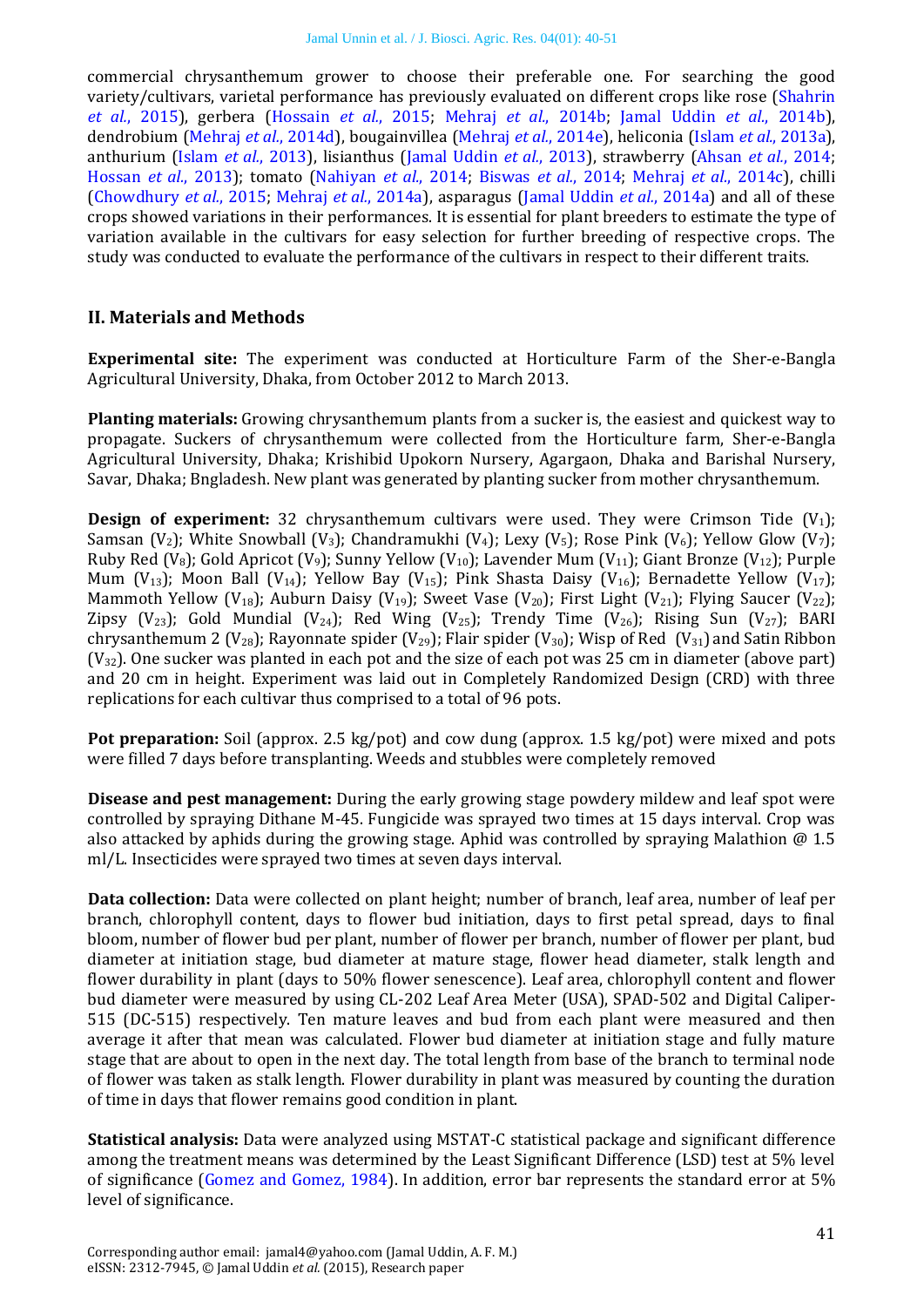commercial chrysanthemum grower to choose their preferable one. For searching the good variety/cultivars, varietal performance has previously evaluated on different crops like rose (Shahrin *et al.*, 2015), gerbera (Hossain *et al.*, 2015; Mehraj *et al.*, 2014b; Jamal Uddin *et al.*, 2014b), dendrobium (Mehraj *et al.*, 2014d), bougainvillea (Mehraj *et al.*, 2014e), heliconia (Islam *et al.*, 2013a), anthurium (Islam *et al.*, 2013), lisianthus (Jamal Uddin *et al.*, 2013), strawberry (Ahsan *et al.*, 2014; Hossan *et al.*, 2013); tomato (Nahiyan *et al.*, 2014; Biswas *et al.*, 2014; Mehraj *et al.*, 2014c), chilli (Chowdhury *et al.*, 2015; Mehraj *et al.*, 2014a), asparagus (Jamal Uddin *et al.*, 2014a) and all of these crops showed variations in their performances. It is essential for plant breeders to estimate the type of variation available in the cultivars for easy selection for further breeding of respective crops. The study was conducted to evaluate the performance of the cultivars in respect to their different traits.

## II. Materials and Methods

**Experimental site:** The experiment was conducted at Horticulture Farm of the Sher-e-Bangla Agricultural University, Dhaka, from October 2012 to March 2013.

**Planting materials:** Growing chrysanthemum plants from a sucker is, the easiest and quickest way to propagate. Suckers of chrysanthemum were collected from the Horticulture farm, Sher-e-Bangla Agricultural University, Dhaka; Krishibid Upokorn Nursery, Agargaon, Dhaka and Barishal Nursery, Savar, Dhaka; Bngladesh. New plant was generated by planting sucker from mother chrysanthemum.

**Design of experiment:** 32 chrysanthemum cultivars were used. They were Crimson Tide ($V_1$); Samsan ($V_2$); White Snowball ($V_3$); Chandramukhi ($V_4$); Lexy ($V_5$); Rose Pink ($V_6$); Yellow Glow ($V_7$); Ruby Red ($V_8$); Gold Apricot ($V_9$); Sunny Yellow ($V_{10}$); Lavender Mum ($V_{11}$); Giant Bronze ($V_{12}$); Purple Mum ($V_{13}$); Moon Ball ($V_{14}$); Yellow Bay ($V_{15}$); Pink Shasta Daisy ($V_{16}$); Bernadette Yellow ($V_{17}$); Mammoth Yellow ($V_{18}$); Auburn Daisy ($V_{19}$); Sweet Vase ($V_{20}$); First Light ($V_{21}$); Flying Saucer ($V_{22}$); Zipsy ($V_{23}$); Gold Mundial ($V_{24}$); Red Wing ($V_{25}$); Trendy Time ($V_{26}$); Rising Sun ($V_{27}$); BARI chrysanthemum 2 ($V_{28}$); Rayonnate spider ($V_{29}$); Flair spider ($V_{30}$); Wisp of Red ($V_{31}$) and Satin Ribbon ($V_{32}$). One sucker was planted in each pot and the size of each pot was 25 cm in diameter (above part) and 20 cm in height. Experiment was laid out in Completely Randomized Design (CRD) with three replications for each cultivar thus comprised to a total of 96 pots.

**Pot preparation:** Soil (approx. 2.5 kg/pot) and cow dung (approx. 1.5 kg/pot) were mixed and pots were filled 7 days before transplanting. Weeds and stubbles were completely removed

**Disease and pest management:** During the early growing stage powdery mildew and leaf spot were controlled by spraying Dithane M-45. Fungicide was sprayed two times at 15 days interval. Crop was also attacked by aphids during the growing stage. Aphid was controlled by spraying Malathion @ 1.5 ml/L. Insecticides were sprayed two times at seven days interval.

**Data collection:** Data were collected on plant height; number of branch, leaf area, number of leaf per branch, chlorophyll content, days to flower bud initiation, days to first petal spread, days to final bloom, number of flower bud per plant, number of flower per branch, number of flower per plant, bud diameter at initiation stage, bud diameter at mature stage, flower head diameter, stalk length and flower durability in plant (days to 50% flower senescence). Leaf area, chlorophyll content and flower bud diameter were measured by using CL-202 Leaf Area Meter (USA), SPAD-502 and Digital Caliper-515 (DC-515) respectively. Ten mature leaves and bud from each plant were measured and then average it after that mean was calculated. Flower bud diameter at initiation stage and fully mature stage that are about to open in the next day. The total length from base of the branch to terminal node of flower was taken as stalk length. Flower durability in plant was measured by counting the duration of time in days that flower remains good condition in plant.

**Statistical analysis:** Data were analyzed using MSTAT-C statistical package and significant difference among the treatment means was determined by the Least Significant Difference (LSD) test at 5% level of significance (Gomez and Gomez, 1984). In addition, error bar represents the standard error at 5% level of significance.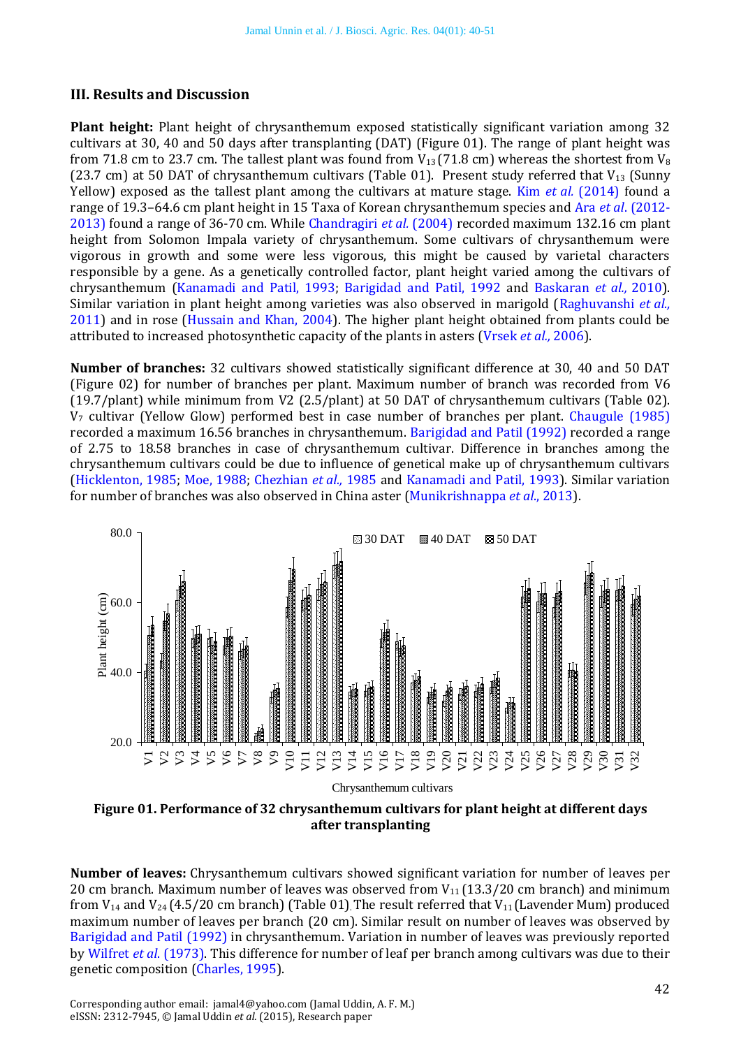## III. Results and Discussion

**Plant height:** Plant height of chrysanthemum exposed statistically significant variation among 32 cultivars at 30, 40 and 50 days after transplanting (DAT) (Figure 01). The range of plant height was from 71.8 cm to 23.7 cm. The tallest plant was found from $V_{13}$ (71.8 cm) whereas the shortest from $V_8$ (23.7 cm) at 50 DAT of chrysanthemum cultivars (Table 01). Present study referred that $V_{13}$ (Sunny Yellow) exposed as the tallest plant among the cultivars at mature stage. Kim *et al.* (2014) found a range of 19.3–64.6 cm plant height in 15 Taxa of Korean chrysanthemum species and Ara *et al*. (2012-2013) found a range of 36-70 cm. While Chandragiri *et al.* (2004) recorded maximum 132.16 cm plant height from Solomon Impala variety of chrysanthemum. Some cultivars of chrysanthemum were vigorous in growth and some were less vigorous, this might be caused by varietal characters responsible by a gene. As a genetically controlled factor, plant height varied among the cultivars of chrysanthemum (Kanamadi and Patil, 1993; Barigidad and Patil, 1992 and Baskaran *et al.,* 2010). Similar variation in plant height among varieties was also observed in marigold (Raghuvanshi *et al.,* 2011) and in rose (Hussain and Khan, 2004). The higher plant height obtained from plants could be attributed to increased photosynthetic capacity of the plants in asters (Vrsek *et al.,* 2006).

**Number of branches:** 32 cultivars showed statistically significant difference at 30, 40 and 50 DAT (Figure 02) for number of branches per plant. Maximum number of branch was recorded from V6 (19.7/plant) while minimum from V2 (2.5/plant) at 50 DAT of chrysanthemum cultivars (Table 02). $V_7$ cultivar (Yellow Glow) performed best in case number of branches per plant. Chaugule (1985) recorded a maximum 16.56 branches in chrysanthemum. Barigidad and Patil (1992) recorded a range of 2.75 to 18.58 branches in case of chrysanthemum cultivar. Difference in branches among the chrysanthemum cultivars could be due to influence of genetical make up of chrysanthemum cultivars (Hicklenton, 1985; Moe, 1988; Chezhian *et al.,* 1985 and Kanamadi and Patil, 1993). Similar variation for number of branches was also observed in China aster (Munikrishnappa *et al*., 2013).

**Figure 01. Performance of 32 chrysanthemum cultivars for plant height at different days after transplanting**

**Number of leaves:** Chrysanthemum cultivars showed significant variation for number of leaves per 20 cm branch. Maximum number of leaves was observed from $V_{11}$ (13.3/20 cm branch) and minimum from $V_{14}$ and $V_{24}$ (4.5/20 cm branch) (Table 01). The result referred that $V_{11}$ (Lavender Mum) produced maximum number of leaves per branch (20 cm). Similar result on number of leaves was observed by Barigidad and Patil (1992) in chrysanthemum. Variation in number of leaves was previously reported by Wilfret *et al.* (1973). This difference for number of leaf per branch among cultivars was due to their genetic composition (Charles, 1995).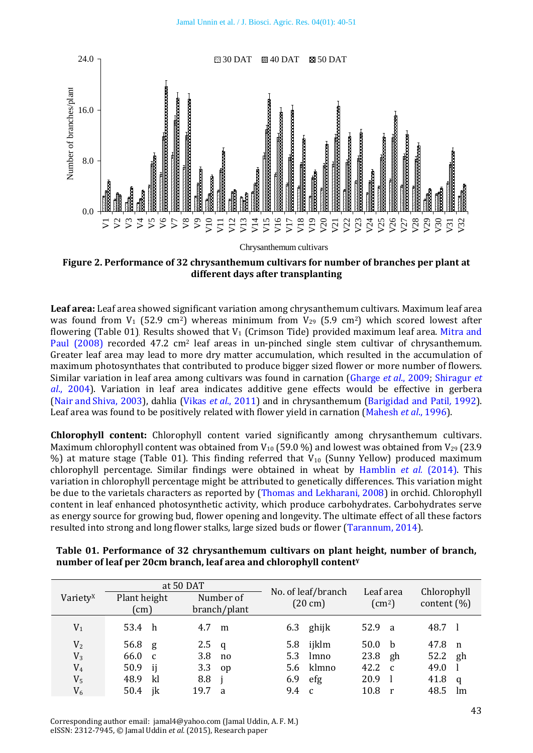**Figure 2. Performance of 32 chrysanthemum cultivars for number of branches per plant at different days after transplanting**

**Leaf area:** Leaf area showed significant variation among chrysanthemum cultivars. Maximum leaf area was found from $V_1$ (52.9 cm$^2$) whereas minimum from $V_{29}$ (5.9 cm$^2$) which scored lowest after flowering (Table 01). Results showed that $V_1$ (Crimson Tide) provided maximum leaf area. Mitra and Paul (2008) recorded 47.2 cm$^2$ leaf areas in un-pinched single stem cultivar of chrysanthemum. Greater leaf area may lead to more dry matter accumulation, which resulted in the accumulation of maximum photosynthates that contributed to produce bigger sized flower or more number of flowers. Similar variation in leaf area among cultivars was found in carnation (Gharge *et al*., 2009; Shiragur *et al*., 2004). Variation in leaf area indicates additive gene effects would be effective in gerbera (Nair and Shiva, 2003), dahlia (Vikas *et al*., 2011) and in chrysanthemum (Barigidad and Patil, 1992). Leaf area was found to be positively related with flower yield in carnation (Mahesh *et al*., 1996).

**Chlorophyll content:** Chlorophyll content varied significantly among chrysanthemum cultivars. Maximum chlorophyll content was obtained from $V_{10}$ (59.0 %) and lowest was obtained from $V_{29}$ (23.9 %) at mature stage (Table 01). This finding referred that $V_{10}$ (Sunny Yellow) produced maximum chlorophyll percentage. Similar findings were obtained in wheat by Hamblin *et al.* (2014). This variation in chlorophyll percentage might be attributed to genetically differences. This variation might be due to the varietals characters as reported by (Thomas and Lekharani, 2008) in orchid. Chlorophyll content in leaf enhanced photosynthetic activity, which produce carbohydrates. Carbohydrates serve as energy source for growing bud, flower opening and longevity. The ultimate effect of all these factors resulted into strong and long flower stalks, large sized buds or flower (Tarannum, 2014).

**Table 01. Performance of 32 chrysanthemum cultivars on plant height, number of branch, number of leaf per 20cm branch, leaf area and chlorophyll content[y]**

| Variety[x] | at 50 DAT | | No. of leaf/branch (20 cm) | Leaf area (cm$^2$) | Chlorophyll content (%) |
|---|---|---|---|---|---|
| | Plant height (cm) | Number of branch/plant | | | |
| $V_1$ | 53.4 h | 4.7 m | 6.3 ghijk | 52.9 a | 48.7 l |
| $V_2$ | 56.8 g | 2.5 q | 5.8 ijklm | 50.0 b | 47.8 n |
| $V_3$ | 66.0 c | 3.8 no | 5.3 lmno | 23.8 gh | 52.2 gh |
| $V_4$ | 50.9 ij | 3.3 op | 5.6 klmno | 42.2 c | 49.0 l |
| $V_5$ | 48.9 kl | 8.8 j | 6.9 efg | 20.9 l | 41.8 q |
| $V_6$ | 50.4 jk | 19.7 a | 9.4 c | 10.8 r | 48.5 lm |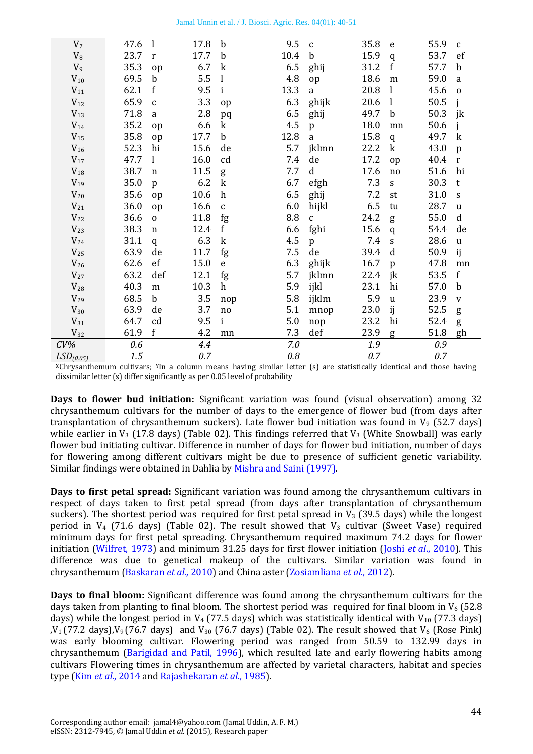| $V_7$ | 47.6 | l | 17.8 | b | 9.5 | c | 35.8 | e | 55.9 | c |
|---|---|---|---|---|---|---|---|---|---|---|
| $V_8$ | 23.7 | r | 17.7 | b | 10.4 | b | 15.9 | q | 53.7 | ef |
| $V_9$ | 35.3 | op | 6.7 | k | 6.5 | ghij | 31.2 | f | 57.7 | b |
| $V_{10}$ | 69.5 | b | 5.5 | l | 4.8 | op | 18.6 | m | 59.0 | a |
| $V_{11}$ | 62.1 | f | 9.5 | i | 13.3 | a | 20.8 | l | 45.6 | o |
| $V_{12}$ | 65.9 | c | 3.3 | op | 6.3 | ghijk | 20.6 | l | 50.5 | j |
| $V_{13}$ | 71.8 | a | 2.8 | pq | 6.5 | ghij | 49.7 | b | 50.3 | jk |
| $V_{14}$ | 35.2 | op | 6.6 | k | 4.5 | p | 18.0 | mn | 50.6 | j |
| $V_{15}$ | 35.8 | op | 17.7 | b | 12.8 | a | 15.8 | q | 49.7 | k |
| $V_{16}$ | 52.3 | hi | 15.6 | de | 5.7 | jklmn | 22.2 | k | 43.0 | p |
| $V_{17}$ | 47.7 | l | 16.0 | cd | 7.4 | de | 17.2 | op | 40.4 | r |
| $V_{18}$ | 38.7 | n | 11.5 | g | 7.7 | d | 17.6 | no | 51.6 | hi |
| $V_{19}$ | 35.0 | p | 6.2 | k | 6.7 | efgh | 7.3 | s | 30.3 | t |
| $V_{20}$ | 35.6 | op | 10.6 | h | 6.5 | ghij | 7.2 | st | 31.0 | s |
| $V_{21}$ | 36.0 | op | 16.6 | c | 6.0 | hijkl | 6.5 | tu | 28.7 | u |
| $V_{22}$ | 36.6 | o | 11.8 | fg | 8.8 | c | 24.2 | g | 55.0 | d |
| $V_{23}$ | 38.3 | n | 12.4 | f | 6.6 | fghi | 15.6 | q | 54.4 | de |
| $V_{24}$ | 31.1 | q | 6.3 | k | 4.5 | p | 7.4 | s | 28.6 | u |
| $V_{25}$ | 63.9 | de | 11.7 | fg | 7.5 | de | 39.4 | d | 50.9 | ij |
| $V_{26}$ | 62.6 | ef | 15.0 | e | 6.3 | ghijk | 16.7 | p | 47.8 | mn |
| $V_{27}$ | 63.2 | def | 12.1 | fg | 5.7 | jklmn | 22.4 | jk | 53.5 | f |
| $V_{28}$ | 40.3 | m | 10.3 | h | 5.9 | ijkl | 23.1 | hi | 57.0 | b |
| $V_{29}$ | 68.5 | b | 3.5 | nop | 5.8 | ijklm | 5.9 | u | 23.9 | v |
| $V_{30}$ | 63.9 | de | 3.7 | no | 5.1 | mnop | 23.0 | ij | 52.5 | g |
| $V_{31}$ | 64.7 | cd | 9.5 | i | 5.0 | nop | 23.2 | hi | 52.4 | g |
| $V_{32}$ | 61.9 | f | 4.2 | mn | 7.3 | def | 23.9 | g | 51.8 | gh |
| *CV%* | *0.6* | | *4.4* | | *7.0* | | *1.9* | | *0.9* | |
| *$LSD_{(0.05)}$* | *1.5* | | *0.7* | | *0.8* | | *0.7* | | *0.7* | |

[X]Chrysanthemum cultivars; [Y]In a column means having similar letter (s) are statistically identical and those having dissimilar letter (s) differ significantly as per 0.05 level of probability

**Days to flower bud initiation:** Significant variation was found (visual observation) among 32 chrysanthemum cultivars for the number of days to the emergence of flower bud (from days after transplantation of chrysanthemum suckers). Late flower bud initiation was found in $V_9$ (52.7 days) while earlier in $V_3$ (17.8 days) (Table 02). This findings referred that $V_3$ (White Snowball) was early flower bud initiating cultivar. Difference in number of days for flower bud initiation, number of days for flowering among different cultivars might be due to presence of sufficient genetic variability. Similar findings were obtained in Dahlia by Mishra and Saini (1997).

**Days to first petal spread:** Significant variation was found among the chrysanthemum cultivars in respect of days taken to first petal spread (from days after transplantation of chrysanthemum suckers). The shortest period was required for first petal spread in $V_3$ (39.5 days) while the longest period in $V_4$ (71.6 days) (Table 02). The result showed that $V_3$ cultivar (Sweet Vase) required minimum days for first petal spreading. Chrysanthemum required maximum 74.2 days for flower initiation (Wilfret, 1973) and minimum 31.25 days for first flower initiation (Joshi *et al*., 2010). This difference was due to genetical makeup of the cultivars. Similar variation was found in chrysanthemum (Baskaran *et al.,* 2010) and China aster (Zosiamliana *et al*., 2012).

**Days to final bloom:** Significant difference was found among the chrysanthemum cultivars for the days taken from planting to final bloom. The shortest period was required for final bloom in $V_6$ (52.8 days) while the longest period in $V_4$ (77.5 days) which was statistically identical with $V_{10}$ (77.3 days) ,$V_1$ (77.2 days),$V_9$ (76.7 days) and $V_{30}$ (76.7 days) (Table 02). The result showed that $V_6$ (Rose Pink) was early blooming cultivar. Flowering period was ranged from 50.59 to 132.99 days in chrysanthemum (Barigidad and Patil, 1996), which resulted late and early flowering habits among cultivars Flowering times in chrysanthemum are affected by varietal characters, habitat and species type (Kim *et al*., 2014 and Rajashekaran *et al*., 1985).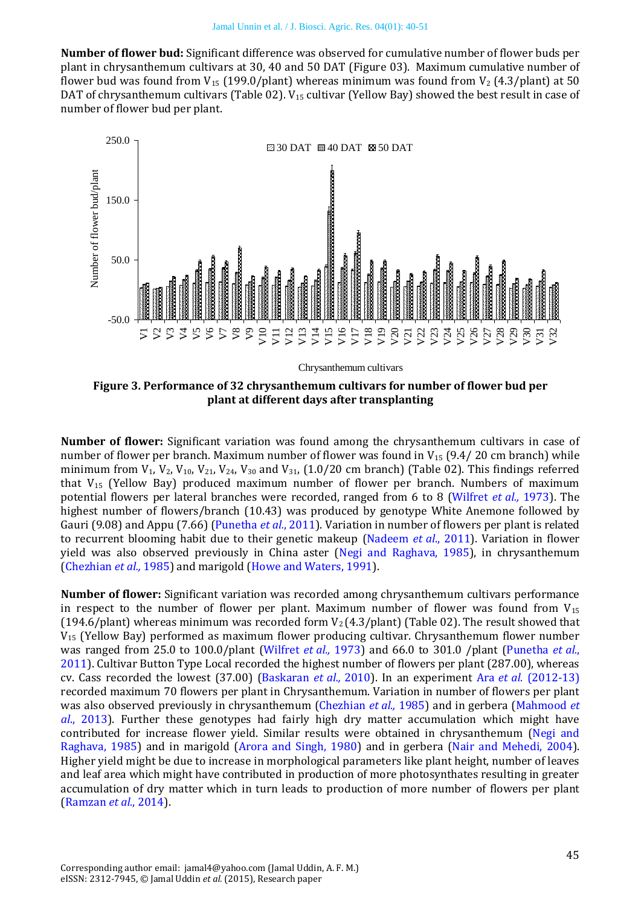**Number of flower bud:** Significant difference was observed for cumulative number of flower buds per plant in chrysanthemum cultivars at 30, 40 and 50 DAT (Figure 03). Maximum cumulative number of flower bud was found from $V_{15}$ (199.0/plant) whereas minimum was found from $V_2$ (4.3/plant) at 50 DAT of chrysanthemum cultivars (Table 02). $V_{15}$ cultivar (Yellow Bay) showed the best result in case of number of flower bud per plant.

**Figure 3. Performance of 32 chrysanthemum cultivars for number of flower bud per plant at different days after transplanting**

**Number of flower:** Significant variation was found among the chrysanthemum cultivars in case of number of flower per branch. Maximum number of flower was found in $V_{15}$ (9.4/ 20 cm branch) while minimum from $V_1$, $V_2$, $V_{10}$, $V_{21}$, $V_{24}$, $V_{30}$ and $V_{31}$, (1.0/20 cm branch) (Table 02). This findings referred that $V_{15}$ (Yellow Bay) produced maximum number of flower per branch. Numbers of maximum potential flowers per lateral branches were recorded, ranged from 6 to 8 (Wilfret *et al.,* 1973). The highest number of flowers/branch (10.43) was produced by genotype White Anemone followed by Gauri (9.08) and Appu (7.66) (Punetha *et al.*, 2011). Variation in number of flowers per plant is related to recurrent blooming habit due to their genetic makeup (Nadeem *et al.*, 2011). Variation in flower yield was also observed previously in China aster (Negi and Raghava, 1985), in chrysanthemum (Chezhian *et al.,* 1985) and marigold (Howe and Waters, 1991).

**Number of flower:** Significant variation was recorded among chrysanthemum cultivars performance in respect to the number of flower per plant. Maximum number of flower was found from $V_{15}$ (194.6/plant) whereas minimum was recorded form $V_2$ (4.3/plant) (Table 02). The result showed that $V_{15}$ (Yellow Bay) performed as maximum flower producing cultivar. Chrysanthemum flower number was ranged from 25.0 to 100.0/plant (Wilfret *et al.,* 1973) and 66.0 to 301.0 /plant (Punetha *et al.*, 2011). Cultivar Button Type Local recorded the highest number of flowers per plant (287.00), whereas cv. Cass recorded the lowest (37.00) (Baskaran *et al.,* 2010). In an experiment Ara *et al.* (2012-13) recorded maximum 70 flowers per plant in Chrysanthemum. Variation in number of flowers per plant was also observed previously in chrysanthemum (Chezhian *et al.,* 1985) and in gerbera (Mahmood *et al.*, 2013). Further these genotypes had fairly high dry matter accumulation which might have contributed for increase flower yield. Similar results were obtained in chrysanthemum (Negi and Raghava, 1985) and in marigold (Arora and Singh, 1980) and in gerbera (Nair and Mehedi, 2004). Higher yield might be due to increase in morphological parameters like plant height, number of leaves and leaf area which might have contributed in production of more photosynthates resulting in greater accumulation of dry matter which in turn leads to production of more number of flowers per plant (Ramzan *et al.*, 2014).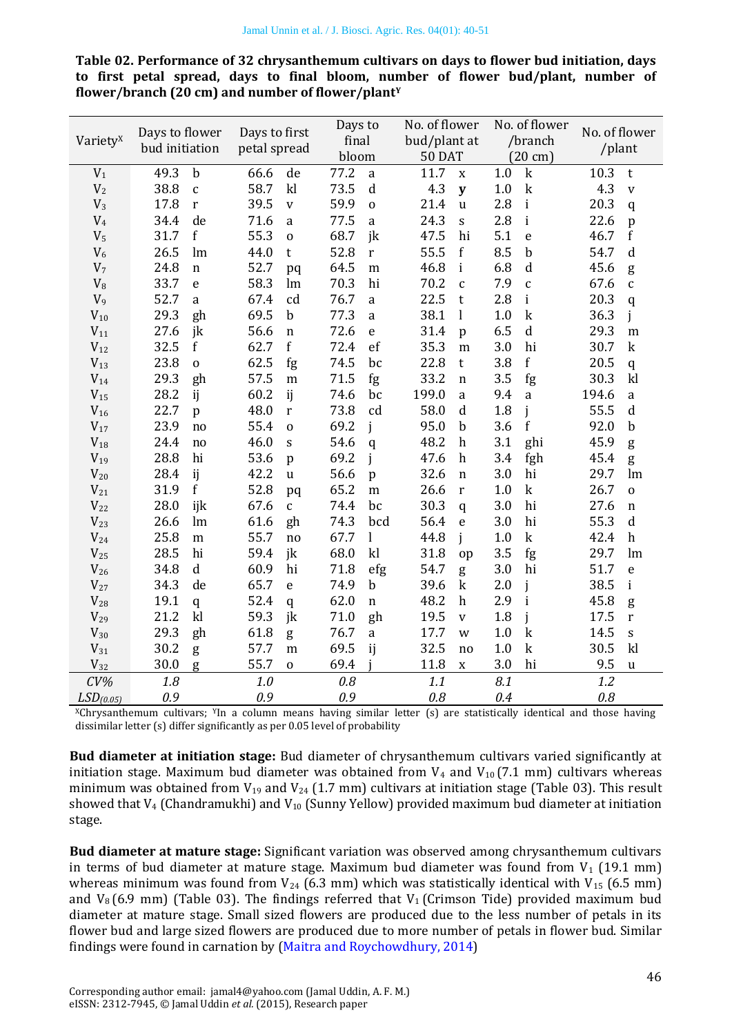**Table 02. Performance of 32 chrysanthemum cultivars on days to flower bud initiation, days to first petal spread, days to final bloom, number of flower bud/plant, number of flower/branch (20 cm) and number of flower/plant[Y]**

| Variety[X] | Days to flower bud initiation | Days to first petal spread | Days to final bloom | No. of flower bud/plant at 50 DAT | No. of flower /branch (20 cm) | No. of flower /plant |
|---|---|---|---|---|---|---|
| $V_1$ | 49.3 b | 66.6 de | 77.2 a | 11.7 x | 1.0 k | 10.3 t |
| $V_2$ | 38.8 c | 58.7 kl | 73.5 d | 4.3 y | 1.0 k | 4.3 v |
| $V_3$ | 17.8 r | 39.5 v | 59.9 o | 21.4 u | 2.8 i | 20.3 q |
| $V_4$ | 34.4 de | 71.6 a | 77.5 a | 24.3 s | 2.8 i | 22.6 p |
| $V_5$ | 31.7 f | 55.3 o | 68.7 jk | 47.5 hi | 5.1 e | 46.7 f |
| $V_6$ | 26.5 lm | 44.0 t | 52.8 r | 55.5 f | 8.5 b | 54.7 d |
| $V_7$ | 24.8 n | 52.7 pq | 64.5 m | 46.8 i | 6.8 d | 45.6 g |
| $V_8$ | 33.7 e | 58.3 lm | 70.3 hi | 70.2 c | 7.9 c | 67.6 c |
| $V_9$ | 52.7 a | 67.4 cd | 76.7 a | 22.5 t | 2.8 i | 20.3 q |
| $V_{10}$ | 29.3 gh | 69.5 b | 77.3 a | 38.1 l | 1.0 k | 36.3 j |
| $V_{11}$ | 27.6 jk | 56.6 n | 72.6 e | 31.4 p | 6.5 d | 29.3 m |
| $V_{12}$ | 32.5 f | 62.7 f | 72.4 ef | 35.3 m | 3.0 hi | 30.7 k |
| $V_{13}$ | 23.8 o | 62.5 fg | 74.5 bc | 22.8 t | 3.8 f | 20.5 q |
| $V_{14}$ | 29.3 gh | 57.5 m | 71.5 fg | 33.2 n | 3.5 fg | 30.3 kl |
| $V_{15}$ | 28.2 ij | 60.2 ij | 74.6 bc | 199.0 a | 9.4 a | 194.6 a |
| $V_{16}$ | 22.7 p | 48.0 r | 73.8 cd | 58.0 d | 1.8 j | 55.5 d |
| $V_{17}$ | 23.9 no | 55.4 o | 69.2 j | 95.0 b | 3.6 f | 92.0 b |
| $V_{18}$ | 24.4 no | 46.0 s | 54.6 q | 48.2 h | 3.1 ghi | 45.9 g |
| $V_{19}$ | 28.8 hi | 53.6 p | 69.2 j | 47.6 h | 3.4 fgh | 45.4 g |
| $V_{20}$ | 28.4 ij | 42.2 u | 56.6 p | 32.6 n | 3.0 hi | 29.7 lm |
| $V_{21}$ | 31.9 f | 52.8 pq | 65.2 m | 26.6 r | 1.0 k | 26.7 o |
| $V_{22}$ | 28.0 ijk | 67.6 c | 74.4 bc | 30.3 q | 3.0 hi | 27.6 n |
| $V_{23}$ | 26.6 lm | 61.6 gh | 74.3 bcd | 56.4 e | 3.0 hi | 55.3 d |
| $V_{24}$ | 25.8 m | 55.7 no | 67.7 l | 44.8 j | 1.0 k | 42.4 h |
| $V_{25}$ | 28.5 hi | 59.4 jk | 68.0 kl | 31.8 op | 3.5 fg | 29.7 lm |
| $V_{26}$ | 34.8 d | 60.9 hi | 71.8 efg | 54.7 g | 3.0 hi | 51.7 e |
| $V_{27}$ | 34.3 de | 65.7 e | 74.9 b | 39.6 k | 2.0 j | 38.5 i |
| $V_{28}$ | 19.1 q | 52.4 q | 62.0 n | 48.2 h | 2.9 i | 45.8 g |
| $V_{29}$ | 21.2 kl | 59.3 jk | 71.0 gh | 19.5 v | 1.8 j | 17.5 r |
| $V_{30}$ | 29.3 gh | 61.8 g | 76.7 a | 17.7 w | 1.0 k | 14.5 s |
| $V_{31}$ | 30.2 g | 57.7 m | 69.5 ij | 32.5 no | 1.0 k | 30.5 kl |
| $V_{32}$ | 30.0 g | 55.7 o | 69.4 j | 11.8 x | 3.0 hi | 9.5 u |
| *CV%* | *1.8* | *1.0* | *0.8* | *1.1* | *8.1* | *1.2* |
| *$LSD_{(0.05)}$* | *0.9* | *0.9* | *0.9* | *0.8* | *0.4* | *0.8* |

[X]Chrysanthemum cultivars; [Y]In a column means having similar letter (s) are statistically identical and those having dissimilar letter (s) differ significantly as per 0.05 level of probability

**Bud diameter at initiation stage:** Bud diameter of chrysanthemum cultivars varied significantly at initiation stage. Maximum bud diameter was obtained from $V_4$ and $V_{10}$ (7.1 mm) cultivars whereas minimum was obtained from $V_{19}$ and $V_{24}$ (1.7 mm) cultivars at initiation stage (Table 03). This result showed that $V_4$ (Chandramukhi) and $V_{10}$ (Sunny Yellow) provided maximum bud diameter at initiation stage.

**Bud diameter at mature stage:** Significant variation was observed among chrysanthemum cultivars in terms of bud diameter at mature stage. Maximum bud diameter was found from $V_1$ (19.1 mm) whereas minimum was found from $V_{24}$ (6.3 mm) which was statistically identical with $V_{15}$ (6.5 mm) and $V_8$ (6.9 mm) (Table 03). The findings referred that $V_1$ (Crimson Tide) provided maximum bud diameter at mature stage. Small sized flowers are produced due to the less number of petals in its flower bud and large sized flowers are produced due to more number of petals in flower bud. Similar findings were found in carnation by (Maitra and Roychowdhury, 2014)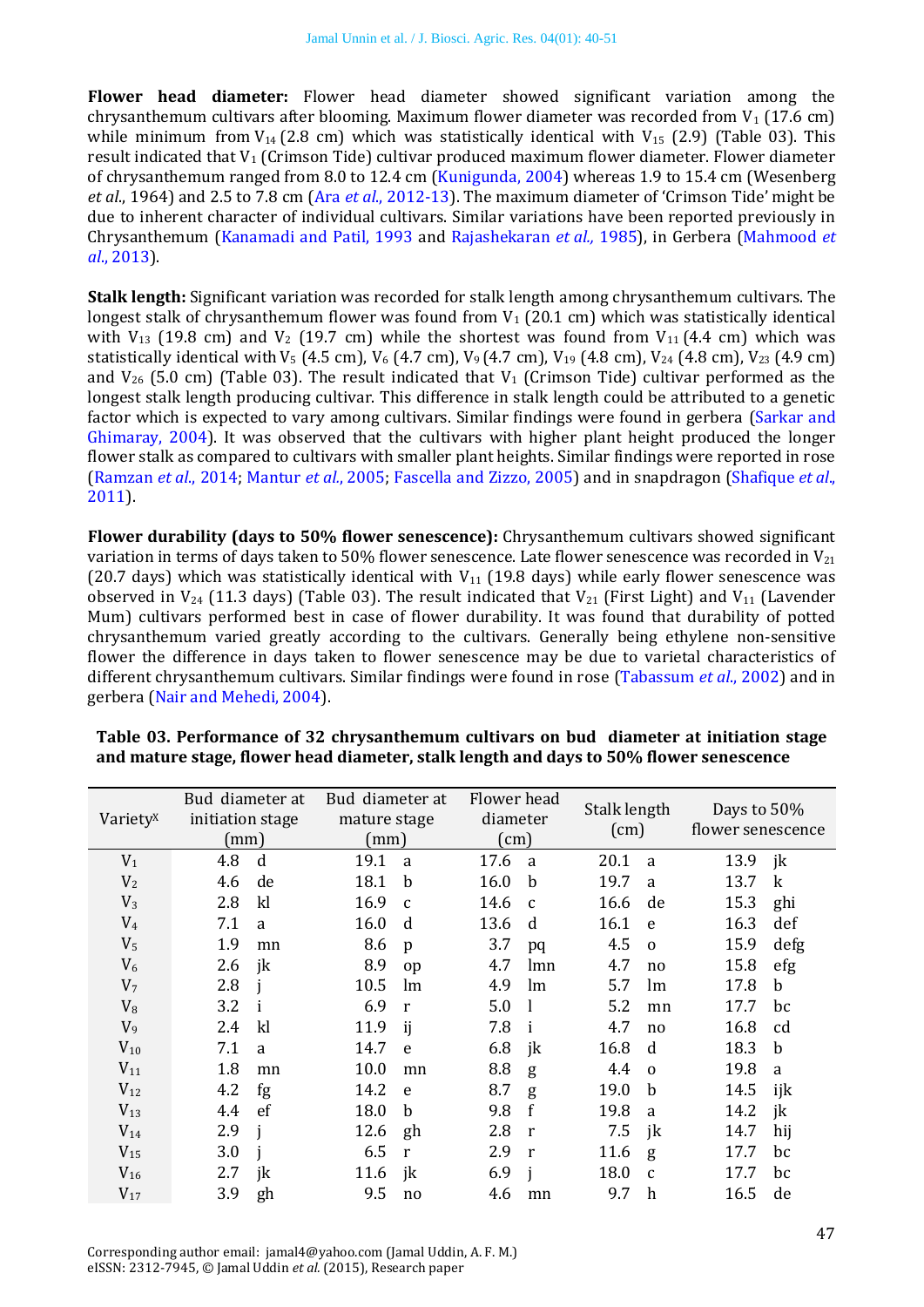**Flower head diameter:** Flower head diameter showed significant variation among the chrysanthemum cultivars after blooming. Maximum flower diameter was recorded from $V_1$ (17.6 cm) while minimum from $V_{14}$ (2.8 cm) which was statistically identical with $V_{15}$ (2.9) (Table 03). This result indicated that $V_1$ (Crimson Tide) cultivar produced maximum flower diameter. Flower diameter of chrysanthemum ranged from 8.0 to 12.4 cm (Kunigunda, 2004) whereas 1.9 to 15.4 cm (Wesenberg *et al*., 1964) and 2.5 to 7.8 cm (Ara *et al*., 2012-13). The maximum diameter of 'Crimson Tide' might be due to inherent character of individual cultivars. Similar variations have been reported previously in Chrysanthemum (Kanamadi and Patil, 1993 and Rajashekaran *et al.,* 1985), in Gerbera (Mahmood *et al*., 2013).

**Stalk length:** Significant variation was recorded for stalk length among chrysanthemum cultivars. The longest stalk of chrysanthemum flower was found from $V_1$ (20.1 cm) which was statistically identical with $V_{13}$ (19.8 cm) and $V_2$ (19.7 cm) while the shortest was found from $V_{11}$ (4.4 cm) which was statistically identical with $V_5$ (4.5 cm), $V_6$ (4.7 cm), $V_9$ (4.7 cm), $V_{19}$ (4.8 cm), $V_{24}$ (4.8 cm), $V_{23}$ (4.9 cm) and $V_{26}$ (5.0 cm) (Table 03). The result indicated that $V_1$ (Crimson Tide) cultivar performed as the longest stalk length producing cultivar. This difference in stalk length could be attributed to a genetic factor which is expected to vary among cultivars. Similar findings were found in gerbera (Sarkar and Ghimaray, 2004). It was observed that the cultivars with higher plant height produced the longer flower stalk as compared to cultivars with smaller plant heights. Similar findings were reported in rose (Ramzan *et al*., 2014; Mantur *et al*., 2005; Fascella and Zizzo, 2005) and in snapdragon (Shafique *et al*., 2011).

**Flower durability (days to 50% flower senescence):** Chrysanthemum cultivars showed significant variation in terms of days taken to 50% flower senescence. Late flower senescence was recorded in $V_{21}$ (20.7 days) which was statistically identical with $V_{11}$ (19.8 days) while early flower senescence was observed in $V_{24}$ (11.3 days) (Table 03). The result indicated that $V_{21}$ (First Light) and $V_{11}$ (Lavender Mum) cultivars performed best in case of flower durability. It was found that durability of potted chrysanthemum varied greatly according to the cultivars. Generally being ethylene non-sensitive flower the difference in days taken to flower senescence may be due to varietal characteristics of different chrysanthemum cultivars. Similar findings were found in rose (Tabassum *et al*., 2002) and in gerbera (Nair and Mehedi, 2004).

**Table 03. Performance of 32 chrysanthemum cultivars on bud diameter at initiation stage and mature stage, flower head diameter, stalk length and days to 50% flower senescence**

| Variety[X] | Bud diameter at initiation stage (mm) | Bud diameter at mature stage (mm) | Flower head diameter (cm) | Stalk length (cm) | Days to 50% flower senescence |
|---|---|---|---|---|---|
| $V_1$ | 4.8 d | 19.1 a | 17.6 a | 20.1 a | 13.9 jk |
| $V_2$ | 4.6 de | 18.1 b | 16.0 b | 19.7 a | 13.7 k |
| $V_3$ | 2.8 kl | 16.9 c | 14.6 c | 16.6 de | 15.3 ghi |
| $V_4$ | 7.1 a | 16.0 d | 13.6 d | 16.1 e | 16.3 def |
| $V_5$ | 1.9 mn | 8.6 p | 3.7 pq | 4.5 o | 15.9 defg |
| $V_6$ | 2.6 jk | 8.9 op | 4.7 lmn | 4.7 no | 15.8 efg |
| $V_7$ | 2.8 j | 10.5 lm | 4.9 lm | 5.7 lm | 17.8 b |
| $V_8$ | 3.2 i | 6.9 r | 5.0 l | 5.2 mn | 17.7 bc |
| $V_9$ | 2.4 kl | 11.9 ij | 7.8 i | 4.7 no | 16.8 cd |
| $V_{10}$ | 7.1 a | 14.7 e | 6.8 jk | 16.8 d | 18.3 b |
| $V_{11}$ | 1.8 mn | 10.0 mn | 8.8 g | 4.4 o | 19.8 a |
| $V_{12}$ | 4.2 fg | 14.2 e | 8.7 g | 19.0 b | 14.5 ijk |
| $V_{13}$ | 4.4 ef | 18.0 b | 9.8 f | 19.8 a | 14.2 jk |
| $V_{14}$ | 2.9 j | 12.6 gh | 2.8 r | 7.5 jk | 14.7 hij |
| $V_{15}$ | 3.0 j | 6.5 r | 2.9 r | 11.6 g | 17.7 bc |
| $V_{16}$ | 2.7 jk | 11.6 jk | 6.9 j | 18.0 c | 17.7 bc |
| $V_{17}$ | 3.9 gh | 9.5 no | 4.6 mn | 9.7 h | 16.5 de |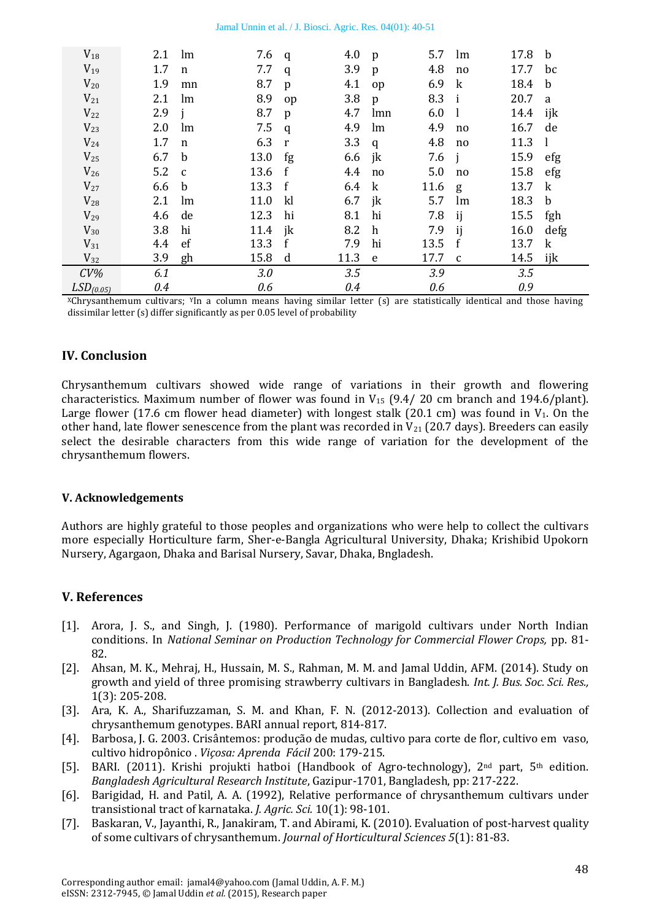| | | | | | | | | | | |
|---|---|---|---|---|---|---|---|---|---|---|
| $V_{18}$ | 2.1 | lm | 7.6 | q | 4.0 | p | 5.7 | lm | 17.8 | b |
| $V_{19}$ | 1.7 | n | 7.7 | q | 3.9 | p | 4.8 | no | 17.7 | bc |
| $V_{20}$ | 1.9 | mn | 8.7 | p | 4.1 | op | 6.9 | k | 18.4 | b |
| $V_{21}$ | 2.1 | lm | 8.9 | op | 3.8 | p | 8.3 | i | 20.7 | a |
| $V_{22}$ | 2.9 | j | 8.7 | p | 4.7 | lmn | 6.0 | l | 14.4 | ijk |
| $V_{23}$ | 2.0 | lm | 7.5 | q | 4.9 | lm | 4.9 | no | 16.7 | de |
| $V_{24}$ | 1.7 | n | 6.3 | r | 3.3 | q | 4.8 | no | 11.3 | l |
| $V_{25}$ | 6.7 | b | 13.0 | fg | 6.6 | jk | 7.6 | j | 15.9 | efg |
| $V_{26}$ | 5.2 | c | 13.6 | f | 4.4 | no | 5.0 | no | 15.8 | efg |
| $V_{27}$ | 6.6 | b | 13.3 | f | 6.4 | k | 11.6 | g | 13.7 | k |
| $V_{28}$ | 2.1 | lm | 11.0 | kl | 6.7 | jk | 5.7 | lm | 18.3 | b |
| $V_{29}$ | 4.6 | de | 12.3 | hi | 8.1 | hi | 7.8 | ij | 15.5 | fgh |
| $V_{30}$ | 3.8 | hi | 11.4 | jk | 8.2 | h | 7.9 | ij | 16.0 | defg |
| $V_{31}$ | 4.4 | ef | 13.3 | f | 7.9 | hi | 13.5 | f | 13.7 | k |
| $V_{32}$ | 3.9 | gh | 15.8 | d | 11.3 | e | 17.7 | c | 14.5 | ijk |
| *CV%* | *6.1* | | *3.0* | | *3.5* | | *3.9* | | *3.5* | |
| *$LSD_{(0.05)}$* | *0.4* | | *0.6* | | *0.4* | | *0.6* | | *0.9* | |

[X]Chrysanthemum cultivars; [Y]In a column means having similar letter (s) are statistically identical and those having dissimilar letter (s) differ significantly as per 0.05 level of probability

## IV. Conclusion

Chrysanthemum cultivars showed wide range of variations in their growth and flowering characteristics. Maximum number of flower was found in $V_{15}$ (9.4/ 20 cm branch and 194.6/plant). Large flower (17.6 cm flower head diameter) with longest stalk (20.1 cm) was found in $V_1$. On the other hand, late flower senescence from the plant was recorded in $V_{21}$ (20.7 days). Breeders can easily select the desirable characters from this wide range of variation for the development of the chrysanthemum flowers.

## V. Acknowledgements

Authors are highly grateful to those peoples and organizations who were help to collect the cultivars more especially Horticulture farm, Sher-e-Bangla Agricultural University, Dhaka; Krishibid Upokorn Nursery, Agargaon, Dhaka and Barisal Nursery, Savar, Dhaka, Bngladesh.

## V. References

[1]. Arora, J. S., and Singh, J. (1980). Performance of marigold cultivars under North Indian conditions. In *National Seminar on Production Technology for Commercial Flower Crops,* pp. 81-82.

[2]. Ahsan, M. K., Mehraj, H., Hussain, M. S., Rahman, M. M. and Jamal Uddin, AFM. (2014). Study on growth and yield of three promising strawberry cultivars in Bangladesh. *Int. J. Bus. Soc. Sci. Res.,* 1(3): 205-208.

[3]. Ara, K. A., Sharifuzzaman, S. M. and Khan, F. N. (2012-2013). Collection and evaluation of chrysanthemum genotypes. BARI annual report, 814-817.

[4]. Barbosa, J. G. 2003. Crisântemos: produção de mudas, cultivo para corte de flor, cultivo em vaso, cultivo hidropônico . *Viçosa: Aprenda Fácil* 200: 179-215.

[5]. BARI. (2011). Krishi projukti hatboi (Handbook of Agro-technology), 2nd part, 5th edition. *Bangladesh Agricultural Research Institute*, Gazipur-1701, Bangladesh, pp: 217-222.

[6]. Barigidad, H. and Patil, A. A. (1992), Relative performance of chrysanthemum cultivars under transistional tract of karnataka. *J. Agric. Sci.* 10(1): 98-101.

[7]. Baskaran, V., Jayanthi, R., Janakiram, T. and Abirami, K. (2010). Evaluation of post-harvest quality of some cultivars of chrysanthemum. *Journal of Horticultural Sciences 5*(1): 81-83.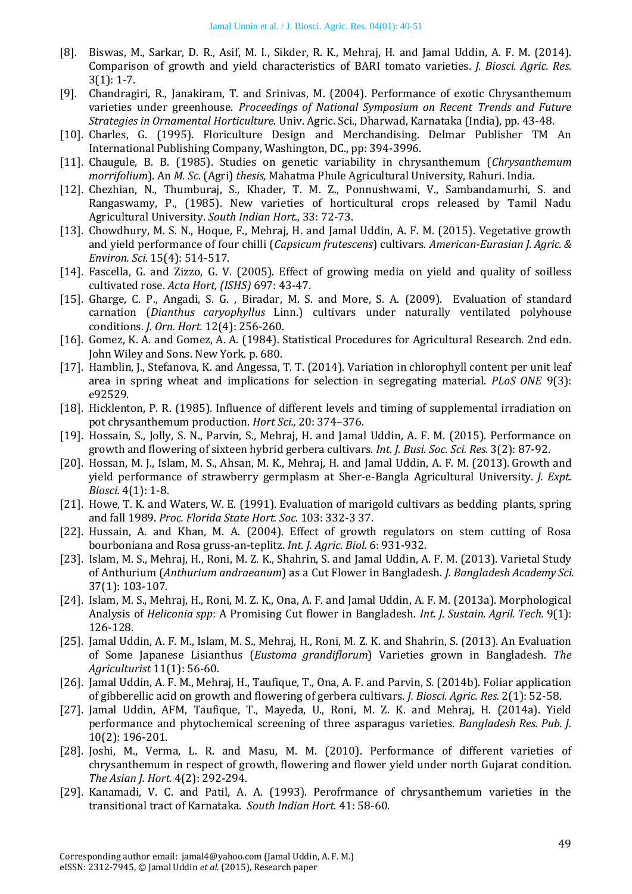[8]. Biswas, M., Sarkar, D. R., Asif, M. I., Sikder, R. K., Mehraj, H. and Jamal Uddin, A. F. M. (2014). Comparison of growth and yield characteristics of BARI tomato varieties. *J. Biosci. Agric. Res.* 3(1): 1-7.

[9]. Chandragiri, R., Janakiram, T. and Srinivas, M. (2004). Performance of exotic Chrysanthemum varieties under greenhouse. *Proceedings of National Symposium on Recent Trends and Future Strategies in Ornamental Horticulture.* Univ. Agric. Sci., Dharwad, Karnataka (India), pp. 43-48.

[10]. Charles, G. (1995). Floriculture Design and Merchandising. Delmar Publisher TM An International Publishing Company, Washington, DC., pp: 394-3996.

[11]. Chaugule, B. B. (1985). Studies on genetic variability in chrysanthemum (*Chrysanthemum morrifolium*). An *M. Sc*. (Agri) *thesis,* Mahatma Phule Agricultural University, Rahuri. India.

[12]. Chezhian, N., Thumburaj, S., Khader, T. M. Z., Ponnushwami, V., Sambandamurhi, S. and Rangaswamy, P., (1985). New varieties of horticultural crops released by Tamil Nadu Agricultural University. *South Indian Hort.,* 33: 72-73.

[13]. Chowdhury, M. S. N., Hoque, F., Mehraj, H. and Jamal Uddin, A. F. M. (2015). Vegetative growth and yield performance of four chilli (*Capsicum frutescens*) cultivars. *American-Eurasian J. Agric. & Environ. Sci.* 15(4): 514-517.

[14]. Fascella, G. and Zizzo, G. V. (2005). Effect of growing media on yield and quality of soilless cultivated rose. *Acta Hort, (ISHS)* 697: 43-47.

[15]. Gharge, C. P., Angadi, S. G. , Biradar, M. S. and More, S. A. (2009). Evaluation of standard carnation (*Dianthus caryophyllus* Linn.) cultivars under naturally ventilated polyhouse conditions. *J. Orn. Hort.* 12(4): 256-260.

[16]. Gomez, K. A. and Gomez, A. A. (1984). Statistical Procedures for Agricultural Research. 2nd edn. John Wiley and Sons. New York. p. 680.

[17]. Hamblin, J., Stefanova, K. and Angessa, T. T. (2014). Variation in chlorophyll content per unit leaf area in spring wheat and implications for selection in segregating material. *PLoS ONE* 9(3): e92529.

[18]. Hicklenton, P. R. (1985). Influence of different levels and timing of supplemental irradiation on pot chrysanthemum production. *Hort Sci.,* 20: 374–376.

[19]. Hossain, S., Jolly, S. N., Parvin, S., Mehraj, H. and Jamal Uddin, A. F. M. (2015). Performance on growth and flowering of sixteen hybrid gerbera cultivars. *Int. J. Busi. Soc. Sci. Res.* 3(2): 87-92.

[20]. Hossan, M. J., Islam, M. S., Ahsan, M. K., Mehraj, H. and Jamal Uddin, A. F. M. (2013). Growth and yield performance of strawberry germplasm at Sher-e-Bangla Agricultural University. *J. Expt. Biosci.* 4(1): 1-8.

[21]. Howe, T. K. and Waters, W. E. (1991). Evaluation of marigold cultivars as bedding plants, spring and fall 1989. *Proc. Florida State Hort. Soc.* 103: 332-3 37.

[22]. Hussain, A. and Khan, M. A. (2004). Effect of growth regulators on stem cutting of Rosa bourboniana and Rosa gruss-an-teplitz. *Int. J. Agric. Biol*. 6: 931-932.

[23]. Islam, M. S., Mehraj, H., Roni, M. Z. K., Shahrin, S. and Jamal Uddin, A. F. M. (2013). Varietal Study of Anthurium (*Anthurium andraeanum*) as a Cut Flower in Bangladesh. *J. Bangladesh Academy Sci.* 37(1): 103-107.

[24]. Islam, M. S., Mehraj, H., Roni, M. Z. K., Ona, A. F. and Jamal Uddin, A. F. M. (2013a). Morphological Analysis of *Heliconia spp*: A Promising Cut flower in Bangladesh. *Int. J. Sustain. Agril. Tech.* 9(1): 126-128.

[25]. Jamal Uddin, A. F. M., Islam, M. S., Mehraj, H., Roni, M. Z. K. and Shahrin, S. (2013). An Evaluation of Some Japanese Lisianthus (*Eustoma grandiflorum*) Varieties grown in Bangladesh. *The Agriculturist* 11(1): 56-60.

[26]. Jamal Uddin, A. F. M., Mehraj, H., Taufique, T., Ona, A. F. and Parvin, S. (2014b). Foliar application of gibberellic acid on growth and flowering of gerbera cultivars. *J. Biosci. Agric. Res.* 2(1): 52-58.

[27]. Jamal Uddin, AFM, Taufique, T., Mayeda, U., Roni, M. Z. K. and Mehraj, H. (2014a). Yield performance and phytochemical screening of three asparagus varieties. *Bangladesh Res. Pub. J.* 10(2): 196-201.

[28]. Joshi, M., Verma, L. R. and Masu, M. M. (2010). Performance of different varieties of chrysanthemum in respect of growth, flowering and flower yield under north Gujarat condition. *The Asian J. Hort.* 4(2): 292-294.

[29]. Kanamadi, V. C. and Patil, A. A. (1993). Perofrmance of chrysanthemum varieties in the transitional tract of Karnataka. *South Indian Hort.* 41: 58-60.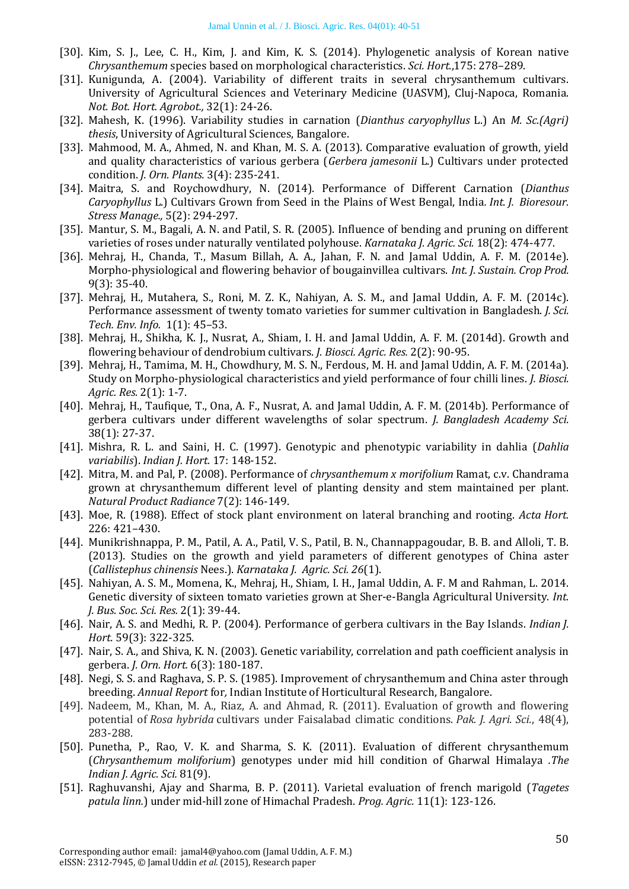[30]. Kim, S. J., Lee, C. H., Kim, J. and Kim, K. S. (2014). Phylogenetic analysis of Korean native *Chrysanthemum* species based on morphological characteristics. *Sci. Hort.*,175: 278–289.

[31]. Kunigunda, A. (2004). Variability of different traits in several chrysanthemum cultivars. University of Agricultural Sciences and Veterinary Medicine (UASVM), Cluj-Napoca, Romania. *Not. Bot. Hort. Agrobot.,* 32(1): 24-26.

[32]. Mahesh, K. (1996). Variability studies in carnation (*Dianthus caryophyllus* L.) An *M. Sc.(Agri) thesis*, University of Agricultural Sciences, Bangalore.

[33]. Mahmood, M. A., Ahmed, N. and Khan, M. S. A. (2013). Comparative evaluation of growth, yield and quality characteristics of various gerbera (*Gerbera jamesonii* L.) Cultivars under protected condition. *J. Orn. Plants.* 3(4): 235-241.

[34]. Maitra, S. and Roychowdhury, N. (2014). Performance of Different Carnation (*Dianthus Caryophyllus* L.) Cultivars Grown from Seed in the Plains of West Bengal, India. *Int. J. Bioresour. Stress Manage.,* 5(2): 294-297.

[35]. Mantur, S. M., Bagali, A. N. and Patil, S. R. (2005). Influence of bending and pruning on different varieties of roses under naturally ventilated polyhouse. *Karnataka J. Agric. Sci.* 18(2): 474-477.

[36]. Mehraj, H., Chanda, T., Masum Billah, A. A., Jahan, F. N. and Jamal Uddin, A. F. M. (2014e). Morpho-physiological and flowering behavior of bougainvillea cultivars. *Int. J. Sustain. Crop Prod.* 9(3): 35-40.

[37]. Mehraj, H., Mutahera, S., Roni, M. Z. K., Nahiyan, A. S. M., and Jamal Uddin, A. F. M. (2014c). Performance assessment of twenty tomato varieties for summer cultivation in Bangladesh. *J. Sci. Tech. Env. Info.* 1(1): 45–53.

[38]. Mehraj, H., Shikha, K. J., Nusrat, A., Shiam, I. H. and Jamal Uddin, A. F. M. (2014d). Growth and flowering behaviour of dendrobium cultivars. *J. Biosci. Agric. Res.* 2(2): 90-95.

[39]. Mehraj, H., Tamima, M. H., Chowdhury, M. S. N., Ferdous, M. H. and Jamal Uddin, A. F. M. (2014a). Study on Morpho-physiological characteristics and yield performance of four chilli lines. *J. Biosci. Agric. Res.* 2(1): 1-7.

[40]. Mehraj, H., Taufique, T., Ona, A. F., Nusrat, A. and Jamal Uddin, A. F. M. (2014b). Performance of gerbera cultivars under different wavelengths of solar spectrum. *J. Bangladesh Academy Sci.* 38(1): 27-37.

[41]. Mishra, R. L. and Saini, H. C. (1997). Genotypic and phenotypic variability in dahlia (*Dahlia variabilis*). *Indian J. Hort.* 17: 148-152.

[42]. Mitra, M. and Pal, P. (2008). Performance of *chrysanthemum x morifolium* Ramat, c.v. Chandrama grown at chrysanthemum different level of planting density and stem maintained per plant. *Natural Product Radiance* 7(2): 146-149.

[43]. Moe, R. (1988). Effect of stock plant environment on lateral branching and rooting. *Acta Hort.* 226: 421–430.

[44]. Munikrishnappa, P. M., Patil, A. A., Patil, V. S., Patil, B. N., Channappagoudar, B. B. and Alloli, T. B. (2013). Studies on the growth and yield parameters of different genotypes of China aster (*Callistephus chinensis* Nees.). *Karnataka J. Agric. Sci. 26*(1).

[45]. Nahiyan, A. S. M., Momena, K., Mehraj, H., Shiam, I. H., Jamal Uddin, A. F. M and Rahman, L. 2014. Genetic diversity of sixteen tomato varieties grown at Sher-e-Bangla Agricultural University. *Int. J. Bus. Soc. Sci. Res.* 2(1): 39-44.

[46]. Nair, A. S. and Medhi, R. P. (2004). Performance of gerbera cultivars in the Bay Islands. *Indian J. Hort.* 59(3): 322-325.

[47]. Nair, S. A., and Shiva, K. N. (2003). Genetic variability, correlation and path coefficient analysis in gerbera. *J. Orn. Hort.* 6(3): 180-187.

[48]. Negi, S. S. and Raghava, S. P. S. (1985). Improvement of chrysanthemum and China aster through breeding. *Annual Report* for*,* Indian Institute of Horticultural Research, Bangalore.

[49]. Nadeem, M., Khan, M. A., Riaz, A. and Ahmad, R. (2011). Evaluation of growth and flowering potential of *Rosa hybrida* cultivars under Faisalabad climatic conditions. *Pak. J. Agri. Sci.*, 48(4), 283-288.

[50]. Punetha, P., Rao, V. K. and Sharma, S. K. (2011). Evaluation of different chrysanthemum (*Chrysanthemum moliforium*) genotypes under mid hill condition of Gharwal Himalaya *.The Indian J. Agric. Sci.* 81(9).

[51]. Raghuvanshi, Ajay and Sharma, B. P. (2011). Varietal evaluation of french marigold (*Tagetes patula linn.*) under mid-hill zone of Himachal Pradesh. *Prog. Agric.* 11(1): 123-126.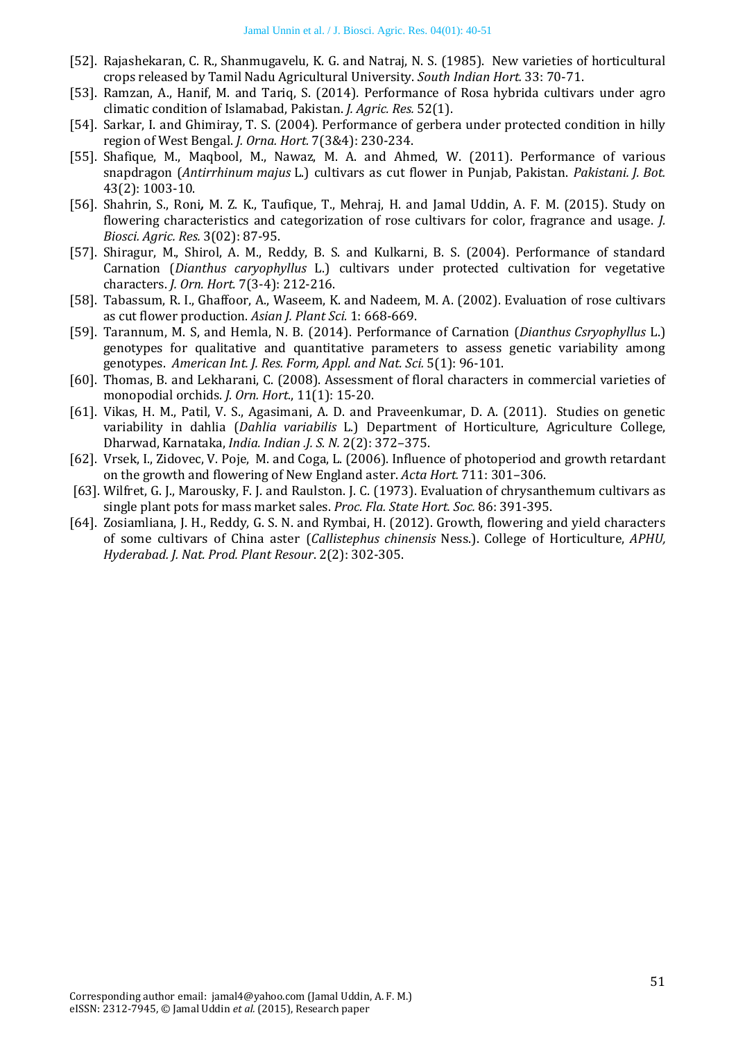[52]. Rajashekaran, C. R., Shanmugavelu, K. G. and Natraj, N. S. (1985). New varieties of horticultural crops released by Tamil Nadu Agricultural University. *South Indian Hort.* 33: 70-71.

[53]. Ramzan, A., Hanif, M. and Tariq, S. (2014). Performance of Rosa hybrida cultivars under agro climatic condition of Islamabad, Pakistan. *J. Agric. Res.* 52(1).

[54]. Sarkar, I. and Ghimiray, T. S. (2004). Performance of gerbera under protected condition in hilly region of West Bengal. *J. Orna. Hort.* 7(3&4): 230-234.

[55]. Shafique, M., Maqbool, M., Nawaz, M. A. and Ahmed, W. (2011). Performance of various snapdragon (*Antirrhinum majus* L.) cultivars as cut flower in Punjab, Pakistan. *Pakistani. J. Bot.* 43(2): 1003-10.

[56]. Shahrin, S., Roni**,** M. Z. K., Taufique, T., Mehraj, H. and Jamal Uddin, A. F. M. (2015). Study on flowering characteristics and categorization of rose cultivars for color, fragrance and usage. *J. Biosci. Agric. Res.* 3(02): 87-95.

[57]. Shiragur, M., Shirol, A. M., Reddy, B. S. and Kulkarni, B. S. (2004). Performance of standard Carnation (*Dianthus caryophyllus* L.) cultivars under protected cultivation for vegetative characters. *J. Orn. Hort.* 7(3-4): 212-216.

[58]. Tabassum, R. I., Ghaffoor, A., Waseem, K. and Nadeem, M. A. (2002). Evaluation of rose cultivars as cut flower production. *Asian J. Plant Sci.* 1: 668-669.

[59]. Tarannum, M. S, and Hemla, N. B. (2014). Performance of Carnation (*Dianthus Csryophyllus* L.) genotypes for qualitative and quantitative parameters to assess genetic variability among genotypes. *American Int. J. Res. Form, Appl. and Nat. Sci.* 5(1): 96-101.

[60]. Thomas, B. and Lekharani, C. (2008). Assessment of floral characters in commercial varieties of monopodial orchids. *J. Orn. Hort.*, 11(1): 15-20.

[61]. Vikas, H. M., Patil, V. S., Agasimani, A. D. and Praveenkumar, D. A. (2011). Studies on genetic variability in dahlia (*Dahlia variabilis* L.) Department of Horticulture, Agriculture College, Dharwad, Karnataka, *India. Indian .J. S. N.* 2(2): 372–375.

[62]. Vrsek, I., Zidovec, V. Poje, M. and Coga, L. (2006). Influence of photoperiod and growth retardant on the growth and flowering of New England aster. *Acta Hort.* 711: 301–306.

[63]. Wilfret, G. J., Marousky, F. J. and Raulston. J. C. (1973). Evaluation of chrysanthemum cultivars as single plant pots for mass market sales. *Proc. Fla. State Hort. Soc.* 86: 391-395.

[64]. Zosiamliana, J. H., Reddy, G. S. N. and Rymbai, H. (2012). Growth, flowering and yield characters of some cultivars of China aster (*Callistephus chinensis* Ness.). College of Horticulture, *APHU, Hyderabad. J. Nat. Prod. Plant Resour*. 2(2): 302-305.